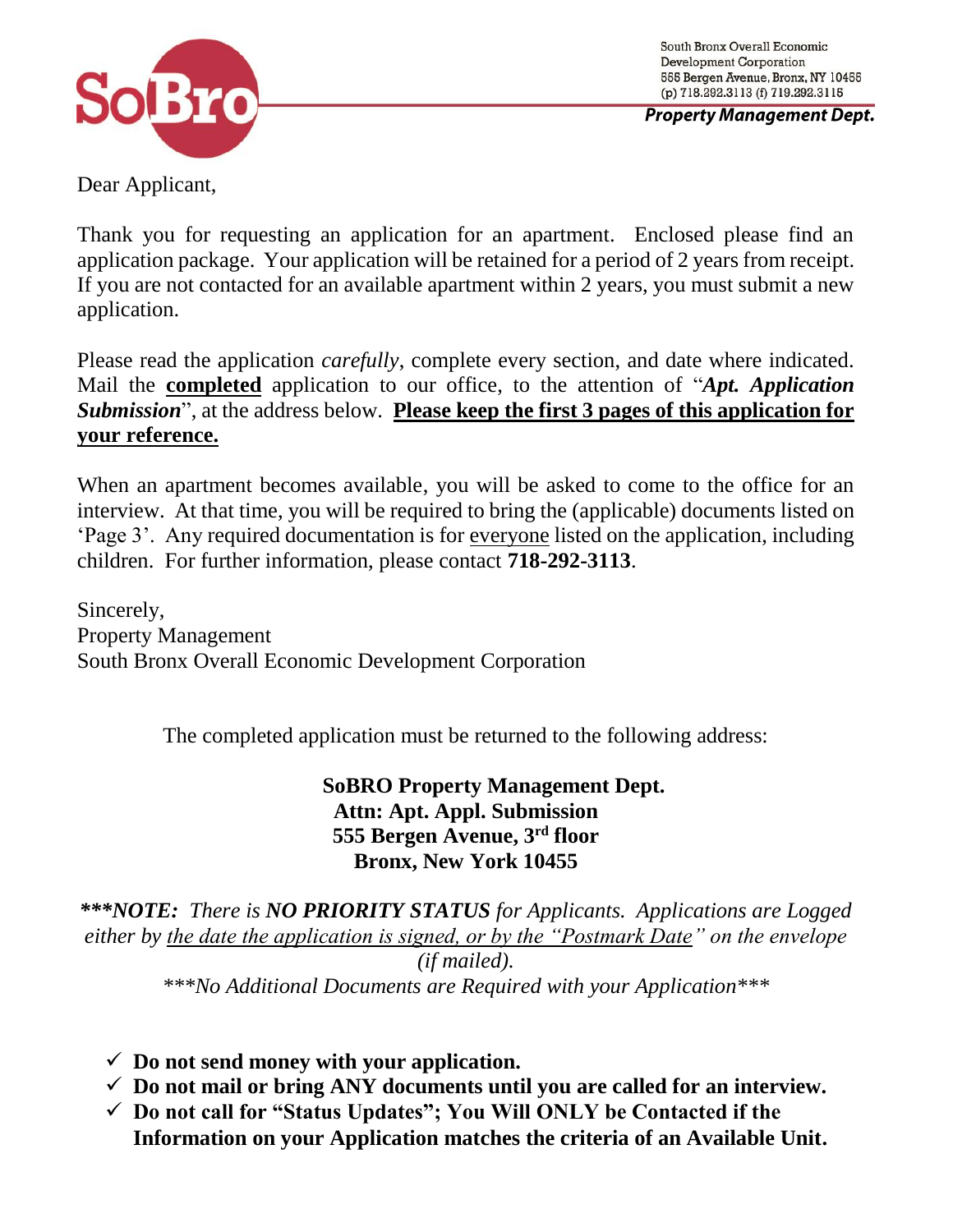South Bronx Overall Economic Development Corporation
555 Bergen Avenue, Bronx, NY 10455
(p) 718.292.3113 (f) 719.292.3115

***Property Management Dept.***

Dear Applicant,

Thank you for requesting an application for an apartment. Enclosed please find an application package. Your application will be retained for a period of 2 years from receipt. If you are not contacted for an available apartment within 2 years, you must submit a new application.

Please read the application *carefully*, complete every section, and date where indicated. Mail the **completed** application to our office, to the attention of "***Apt. Application Submission***", at the address below. **Please keep the first 3 pages of this application for your reference.**

When an apartment becomes available, you will be asked to come to the office for an interview. At that time, you will be required to bring the (applicable) documents listed on 'Page 3'. Any required documentation is for everyone listed on the application, including children. For further information, please contact **718-292-3113**.

Sincerely,
Property Management
South Bronx Overall Economic Development Corporation

The completed application must be returned to the following address:

**SoBRO Property Management Dept.**
**Attn: Apt. Appl. Submission**
**555 Bergen Avenue, 3rd floor**
**Bronx, New York 10455**

****\*\*NOTE:** There is **NO PRIORITY STATUS** for Applicants. Applications are Logged either by the date the application is signed, or by the "Postmark Date" on the envelope (if mailed).*

****\*No Additional Documents are Required with your Application\*\*\****

- ✓ **Do not send money with your application.**
- ✓ **Do not mail or bring ANY documents until you are called for an interview.**
- ✓ **Do not call for "Status Updates"; You Will ONLY be Contacted if the Information on your Application matches the criteria of an Available Unit.**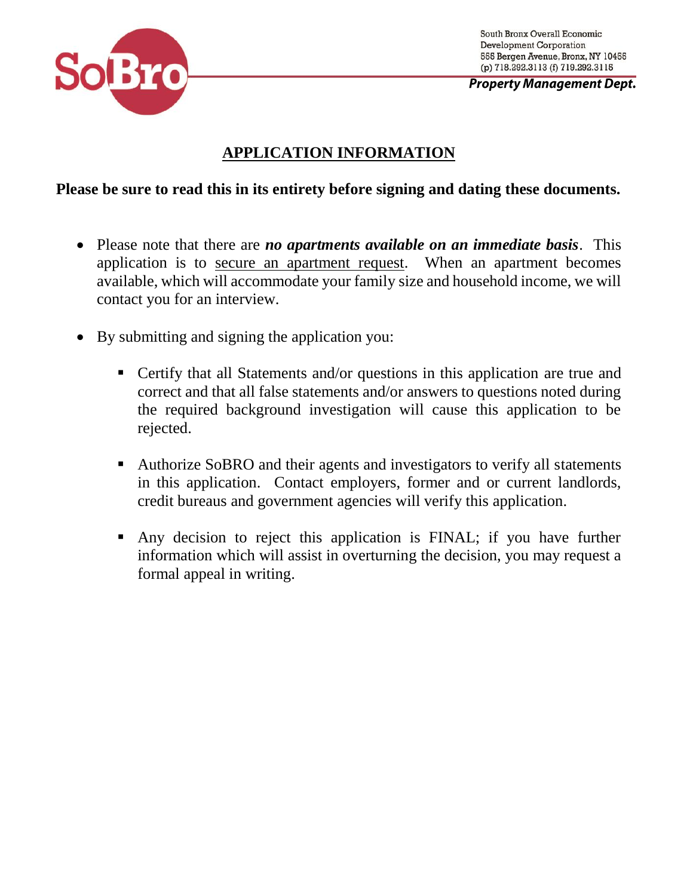South Bronx Overall Economic Development Corporation
555 Bergen Avenue, Bronx, NY 10455
(p) 718.292.3113 (f) 719.292.3115

***Property Management Dept.***

# APPLICATION INFORMATION

**Please be sure to read this in its entirety before signing and dating these documents.**

- Please note that there are ***no apartments available on an immediate basis***. This application is to secure an apartment request. When an apartment becomes available, which will accommodate your family size and household income, we will contact you for an interview.

- By submitting and signing the application you:

  - Certify that all Statements and/or questions in this application are true and correct and that all false statements and/or answers to questions noted during the required background investigation will cause this application to be rejected.

  - Authorize SoBRO and their agents and investigators to verify all statements in this application. Contact employers, former and or current landlords, credit bureaus and government agencies will verify this application.

  - Any decision to reject this application is FINAL; if you have further information which will assist in overturning the decision, you may request a formal appeal in writing.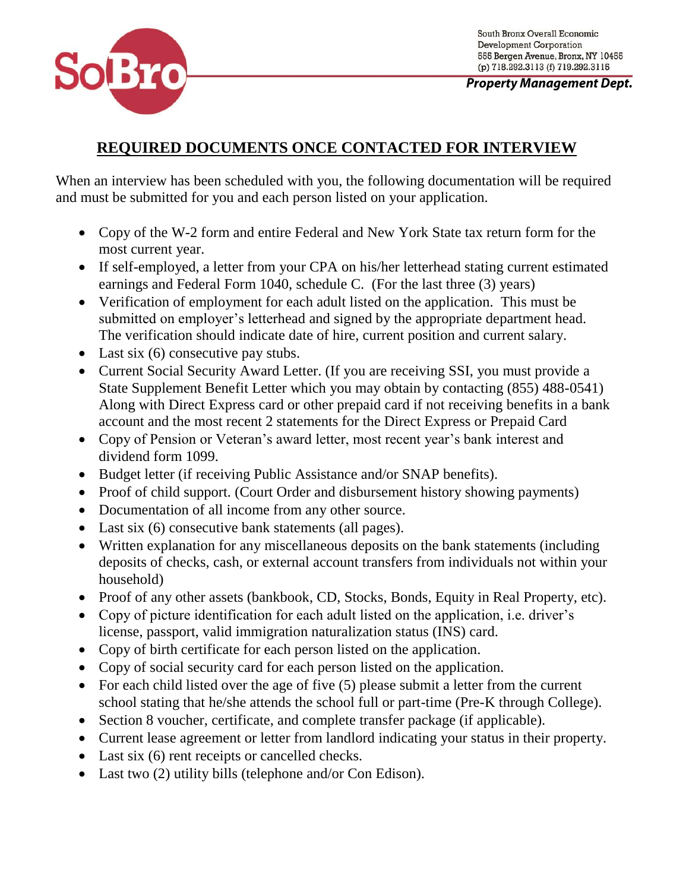South Bronx Overall Economic Development Corporation
555 Bergen Avenue, Bronx, NY 10455
(p) 718.292.3113 (f) 719.292.3115

***Property Management Dept.***

## REQUIRED DOCUMENTS ONCE CONTACTED FOR INTERVIEW

When an interview has been scheduled with you, the following documentation will be required and must be submitted for you and each person listed on your application.

- Copy of the W-2 form and entire Federal and New York State tax return form for the most current year.
- If self-employed, a letter from your CPA on his/her letterhead stating current estimated earnings and Federal Form 1040, schedule C. (For the last three (3) years)
- Verification of employment for each adult listed on the application. This must be submitted on employer's letterhead and signed by the appropriate department head. The verification should indicate date of hire, current position and current salary.
- Last six (6) consecutive pay stubs.
- Current Social Security Award Letter. (If you are receiving SSI, you must provide a State Supplement Benefit Letter which you may obtain by contacting (855) 488-0541) Along with Direct Express card or other prepaid card if not receiving benefits in a bank account and the most recent 2 statements for the Direct Express or Prepaid Card
- Copy of Pension or Veteran's award letter, most recent year's bank interest and dividend form 1099.
- Budget letter (if receiving Public Assistance and/or SNAP benefits).
- Proof of child support. (Court Order and disbursement history showing payments)
- Documentation of all income from any other source.
- Last six (6) consecutive bank statements (all pages).
- Written explanation for any miscellaneous deposits on the bank statements (including deposits of checks, cash, or external account transfers from individuals not within your household)
- Proof of any other assets (bankbook, CD, Stocks, Bonds, Equity in Real Property, etc).
- Copy of picture identification for each adult listed on the application, i.e. driver's license, passport, valid immigration naturalization status (INS) card.
- Copy of birth certificate for each person listed on the application.
- Copy of social security card for each person listed on the application.
- For each child listed over the age of five (5) please submit a letter from the current school stating that he/she attends the school full or part-time (Pre-K through College).
- Section 8 voucher, certificate, and complete transfer package (if applicable).
- Current lease agreement or letter from landlord indicating your status in their property.
- Last six (6) rent receipts or cancelled checks.
- Last two (2) utility bills (telephone and/or Con Edison).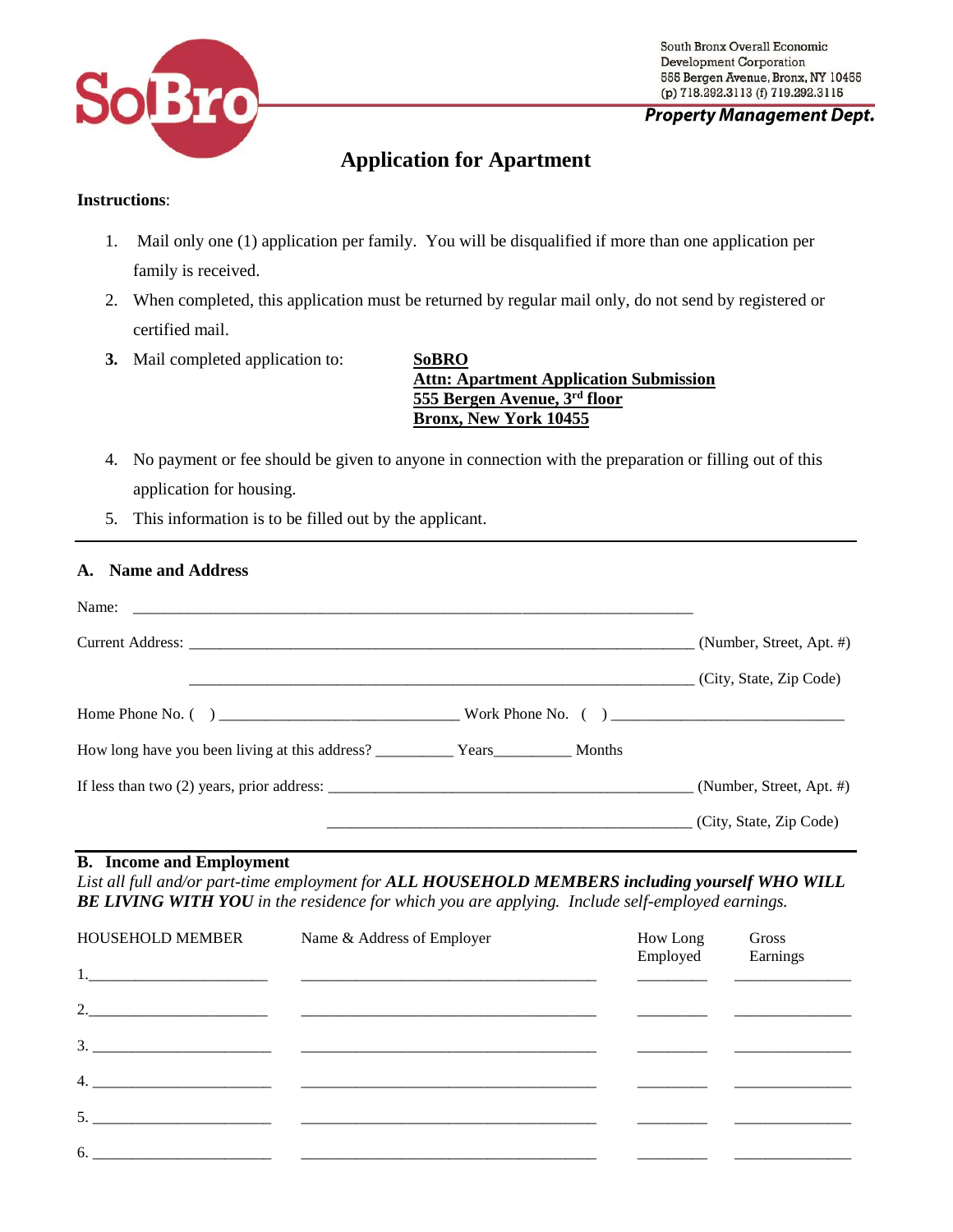SoBro

South Bronx Overall Economic Development Corporation
555 Bergen Avenue, Bronx, NY 10455
(p) 718.292.3113 (f) 719.292.3115

**Property Management Dept.**

# Application for Apartment

**Instructions**:

1. Mail only one (1) application per family. You will be disqualified if more than one application per family is received.
2. When completed, this application must be returned by regular mail only, do not send by registered or certified mail.
3. Mail completed application to: **SoBRO**
   **Attn: Apartment Application Submission**
   **555 Bergen Avenue, 3rd floor**
   **Bronx, New York 10455**
4. No payment or fee should be given to anyone in connection with the preparation or filling out of this application for housing.
5. This information is to be filled out by the applicant.

---

## A. Name and Address

Name: ____________________________________________________________

Current Address: ____________________________________________________ (Number, Street, Apt. #)

____________________________________________________ (City, State, Zip Code)

Home Phone No. ( ) ___________________________ Work Phone No. ( ) ___________________________

How long have you been living at this address? _________ Years_________ Months

If less than two (2) years, prior address: ________________________________________ (Number, Street, Apt. #)

________________________________________ (City, State, Zip Code)

---

## B. Income and Employment

*List all full and/or part-time employment for* ***ALL HOUSEHOLD MEMBERS including yourself WHO WILL BE LIVING WITH YOU*** *in the residence for which you are applying. Include self-employed earnings.*

| HOUSEHOLD MEMBER | Name & Address of Employer | How Long Employed | Gross Earnings |
|---|---|---|---|
| 1.______________________ | ____________________________________ | ________ | ______________ |
| 2.______________________ | ____________________________________ | ________ | ______________ |
| 3. ______________________ | ____________________________________ | ________ | ______________ |
| 4. ______________________ | ____________________________________ | ________ | ______________ |
| 5. ______________________ | ____________________________________ | ________ | ______________ |
| 6. ______________________ | ____________________________________ | ________ | ______________ |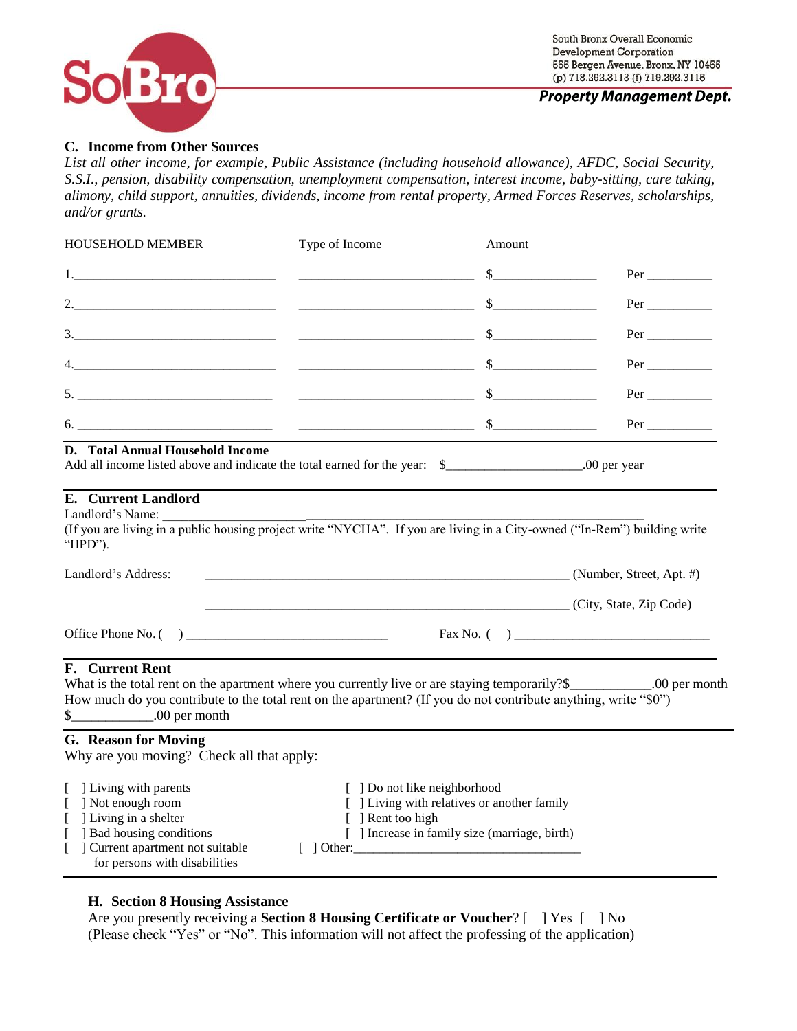South Bronx Overall Economic Development Corporation
555 Bergen Avenue, Bronx, NY 10455
(p) 718.292.3113 (f) 718.292.3115

**Property Management Dept.**

### C. Income from Other Sources

*List all other income, for example, Public Assistance (including household allowance), AFDC, Social Security, S.S.I., pension, disability compensation, unemployment compensation, interest income, baby-sitting, care taking, alimony, child support, annuities, dividends, income from rental property, Armed Forces Reserves, scholarships, and/or grants.*

| HOUSEHOLD MEMBER | Type of Income | Amount | |
|---|---|---|---|
| 1.______________________________ | __________________________ | $_______________ | Per __________ |
| 2.______________________________ | __________________________ | $_______________ | Per __________ |
| 3.______________________________ | __________________________ | $_______________ | Per __________ |
| 4.______________________________ | __________________________ | $_______________ | Per __________ |
| 5. ______________________________ | __________________________ | $_______________ | Per __________ |
| 6. ______________________________ | __________________________ | $_______________ | Per __________ |

### D. Total Annual Household Income

Add all income listed above and indicate the total earned for the year: $____________________.00 per year

### E. Current Landlord

Landlord's Name: ______________________________________________________________________

(If you are living in a public housing project write "NYCHA". If you are living in a City-owned ("In-Rem") building write "HPD").

Landlord's Address: ________________________________________________________ (Number, Street, Apt. #)

________________________________________________________ (City, State, Zip Code)

Office Phone No. (    ) ______________________________     Fax No. (    ) _____________________________

### F. Current Rent

What is the total rent on the apartment where you currently live or are staying temporarily?$___________.00 per month

How much do you contribute to the total rent on the apartment? (If you do not contribute anything, write "$0")

$___________.00 per month

### G. Reason for Moving

Why are you moving? Check all that apply:

[ ] Living with parents
[ ] Not enough room
[ ] Living in a shelter
[ ] Bad housing conditions
[ ] Current apartment not suitable for persons with disabilities
[ ] Do not like neighborhood
[ ] Living with relatives or another family
[ ] Rent too high
[ ] Increase in family size (marriage, birth)
[ ] Other:__________________________________

### H. Section 8 Housing Assistance

Are you presently receiving a **Section 8 Housing Certificate or Voucher**? [ ] Yes [ ] No
(Please check "Yes" or "No". This information will not affect the professing of the application)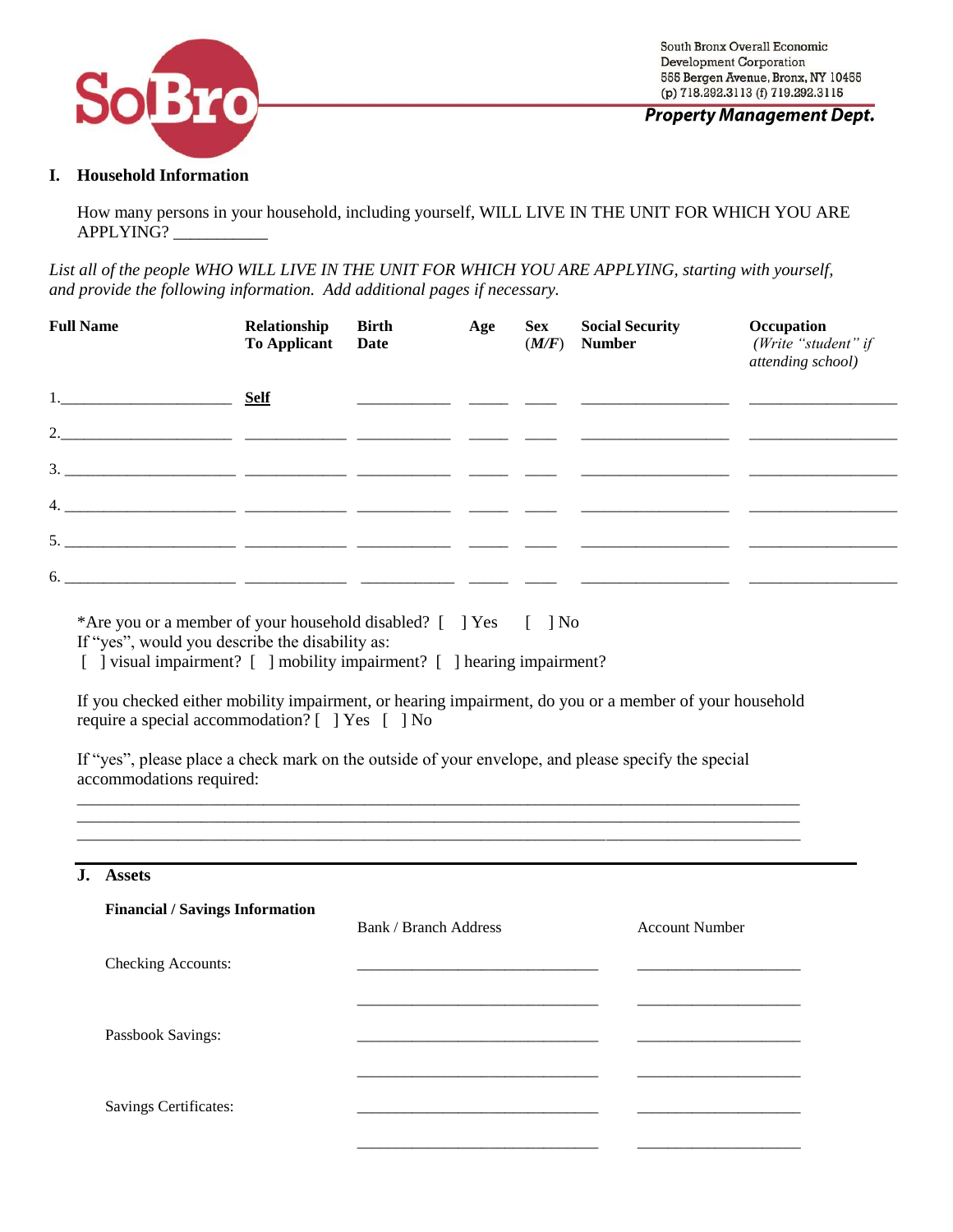South Bronx Overall Economic Development Corporation
555 Bergen Avenue, Bronx, NY 10455
(p) 718.292.3113 (f) 719.292.3115

**Property Management Dept.**

## I. Household Information

How many persons in your household, including yourself, WILL LIVE IN THE UNIT FOR WHICH YOU ARE APPLYING? ___________

*List all of the people WHO WILL LIVE IN THE UNIT FOR WHICH YOU ARE APPLYING, starting with yourself, and provide the following information. Add additional pages if necessary.*

| **Full Name** | **Relationship To Applicant** | **Birth Date** | **Age** | **Sex (*M/F*)** | **Social Security Number** | **Occupation** *(Write "student" if attending school)* |
|---|---|---|---|---|---|---|
| 1.___________________ | **Self** | | | | | |
| 2.___________________ | | | | | | |
| 3.___________________ | | | | | | |
| 4.___________________ | | | | | | |
| 5.___________________ | | | | | | |
| 6.___________________ | | | | | | |

*Are you or a member of your household disabled? [ ] Yes [ ] No
If "yes", would you describe the disability as:
[ ] visual impairment? [ ] mobility impairment? [ ] hearing impairment?

If you checked either mobility impairment, or hearing impairment, do you or a member of your household require a special accommodation? [ ] Yes [ ] No

If "yes", please place a check mark on the outside of your envelope, and please specify the special accommodations required:

_______________________________________________________________________________
_______________________________________________________________________________
_______________________________________________________________________________

## J. Assets

**Financial / Savings Information**

| | Bank / Branch Address | Account Number |
|---|---|---|
| Checking Accounts: | ____________________________ | ____________________ |
| | ____________________________ | ____________________ |
| Passbook Savings: | ____________________________ | ____________________ |
| | ____________________________ | ____________________ |
| Savings Certificates: | ____________________________ | ____________________ |
| | ____________________________ | ____________________ |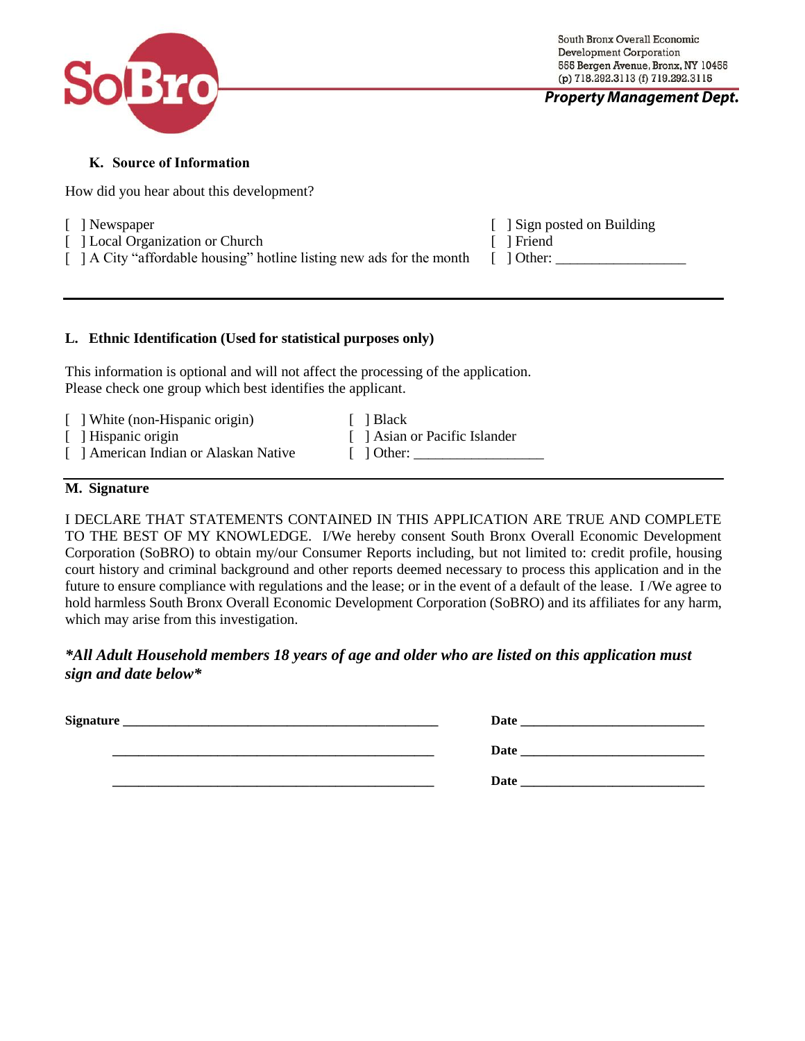South Bronx Overall Economic Development Corporation
555 Bergen Avenue, Bronx, NY 10455
(p) 718.292.3113 (f) 719.292.3115

***Property Management Dept.***

## K. Source of Information

How did you hear about this development?

[ ] Newspaper
[ ] Local Organization or Church
[ ] A City "affordable housing" hotline listing new ads for the month
[ ] Sign posted on Building
[ ] Friend
[ ] Other: ___________________

---

## L. Ethnic Identification (Used for statistical purposes only)

This information is optional and will not affect the processing of the application.
Please check one group which best identifies the applicant.

[ ] White (non-Hispanic origin)
[ ] Hispanic origin
[ ] American Indian or Alaskan Native
[ ] Black
[ ] Asian or Pacific Islander
[ ] Other: ___________________

---

## M. Signature

I DECLARE THAT STATEMENTS CONTAINED IN THIS APPLICATION ARE TRUE AND COMPLETE TO THE BEST OF MY KNOWLEDGE. I/We hereby consent South Bronx Overall Economic Development Corporation (SoBRO) to obtain my/our Consumer Reports including, but not limited to: credit profile, housing court history and criminal background and other reports deemed necessary to process this application and in the future to ensure compliance with regulations and the lease; or in the event of a default of the lease. I /We agree to hold harmless South Bronx Overall Economic Development Corporation (SoBRO) and its affiliates for any harm, which may arise from this investigation.

***\*All Adult Household members 18 years of age and older who are listed on this application must sign and date below\****

**Signature** _________________________________________________ **Date** ____________________________

_________________________________________________ **Date** ____________________________

_________________________________________________ **Date** ____________________________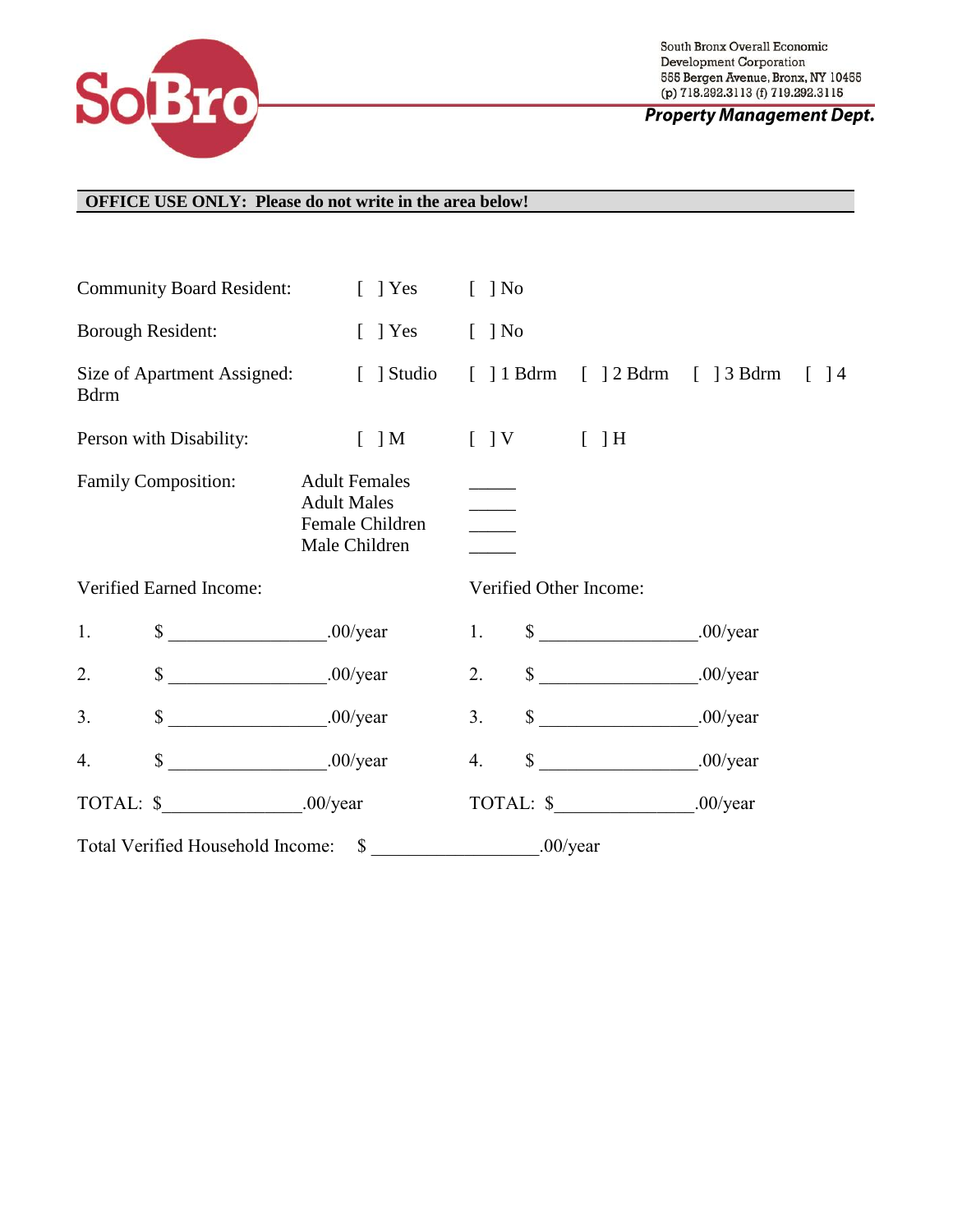SoBro

South Bronx Overall Economic Development Corporation
555 Bergen Avenue, Bronx, NY 10455
(p) 718.292.3113 (f) 719.292.3115

***Property Management Dept.***

**OFFICE USE ONLY: Please do not write in the area below!**

Community Board Resident: [ ] Yes [ ] No

Borough Resident: [ ] Yes [ ] No

Size of Apartment Assigned: [ ] Studio [ ] 1 Bdrm [ ] 2 Bdrm [ ] 3 Bdrm [ ] 4 Bdrm

Person with Disability: [ ] M [ ] V [ ] H

Family Composition:
- Adult Females _____
- Adult Males _____
- Female Children _____
- Male Children _____

| Verified Earned Income: | Verified Other Income: |
|---|---|
| 1. $ ________________.00/year | 1. $ ________________.00/year |
| 2. $ ________________.00/year | 2. $ ________________.00/year |
| 3. $ ________________.00/year | 3. $ ________________.00/year |
| 4. $ ________________.00/year | 4. $ ________________.00/year |
| TOTAL: $______________.00/year | TOTAL: $______________.00/year |

Total Verified Household Income: $ _________________.00/year